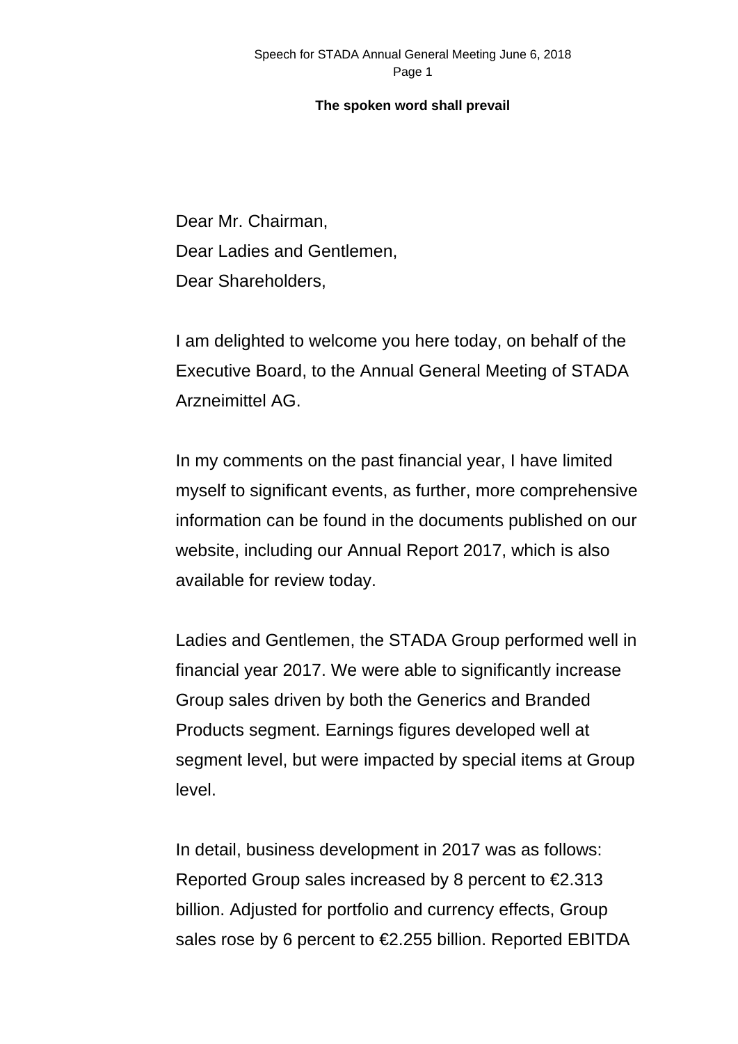**The spoken word shall prevail**

Dear Mr. Chairman,
Dear Ladies and Gentlemen,
Dear Shareholders,

I am delighted to welcome you here today, on behalf of the Executive Board, to the Annual General Meeting of STADA Arzneimittel AG.

In my comments on the past financial year, I have limited myself to significant events, as further, more comprehensive information can be found in the documents published on our website, including our Annual Report 2017, which is also available for review today.

Ladies and Gentlemen, the STADA Group performed well in financial year 2017. We were able to significantly increase Group sales driven by both the Generics and Branded Products segment. Earnings figures developed well at segment level, but were impacted by special items at Group level.

In detail, business development in 2017 was as follows: Reported Group sales increased by 8 percent to €2.313 billion. Adjusted for portfolio and currency effects, Group sales rose by 6 percent to €2.255 billion. Reported EBITDA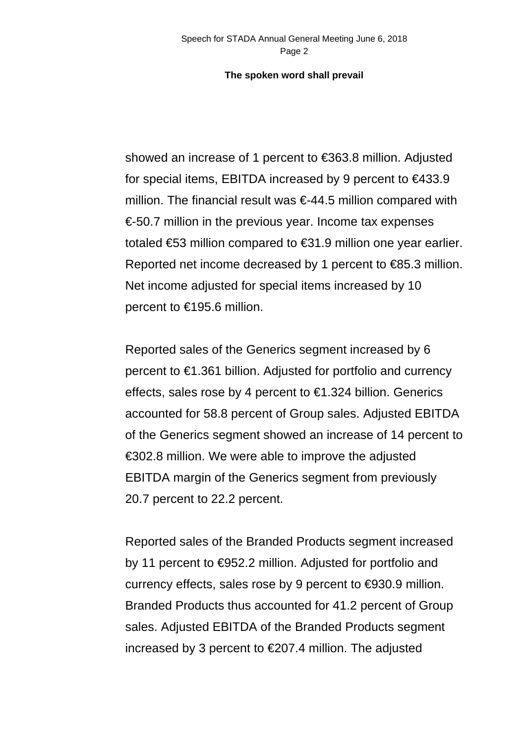showed an increase of 1 percent to €363.8 million. Adjusted for special items, EBITDA increased by 9 percent to €433.9 million. The financial result was €-44.5 million compared with €-50.7 million in the previous year. Income tax expenses totaled €53 million compared to €31.9 million one year earlier. Reported net income decreased by 1 percent to €85.3 million. Net income adjusted for special items increased by 10 percent to €195.6 million.

Reported sales of the Generics segment increased by 6 percent to €1.361 billion. Adjusted for portfolio and currency effects, sales rose by 4 percent to €1.324 billion. Generics accounted for 58.8 percent of Group sales. Adjusted EBITDA of the Generics segment showed an increase of 14 percent to €302.8 million. We were able to improve the adjusted EBITDA margin of the Generics segment from previously 20.7 percent to 22.2 percent.

Reported sales of the Branded Products segment increased by 11 percent to €952.2 million. Adjusted for portfolio and currency effects, sales rose by 9 percent to €930.9 million. Branded Products thus accounted for 41.2 percent of Group sales. Adjusted EBITDA of the Branded Products segment increased by 3 percent to €207.4 million. The adjusted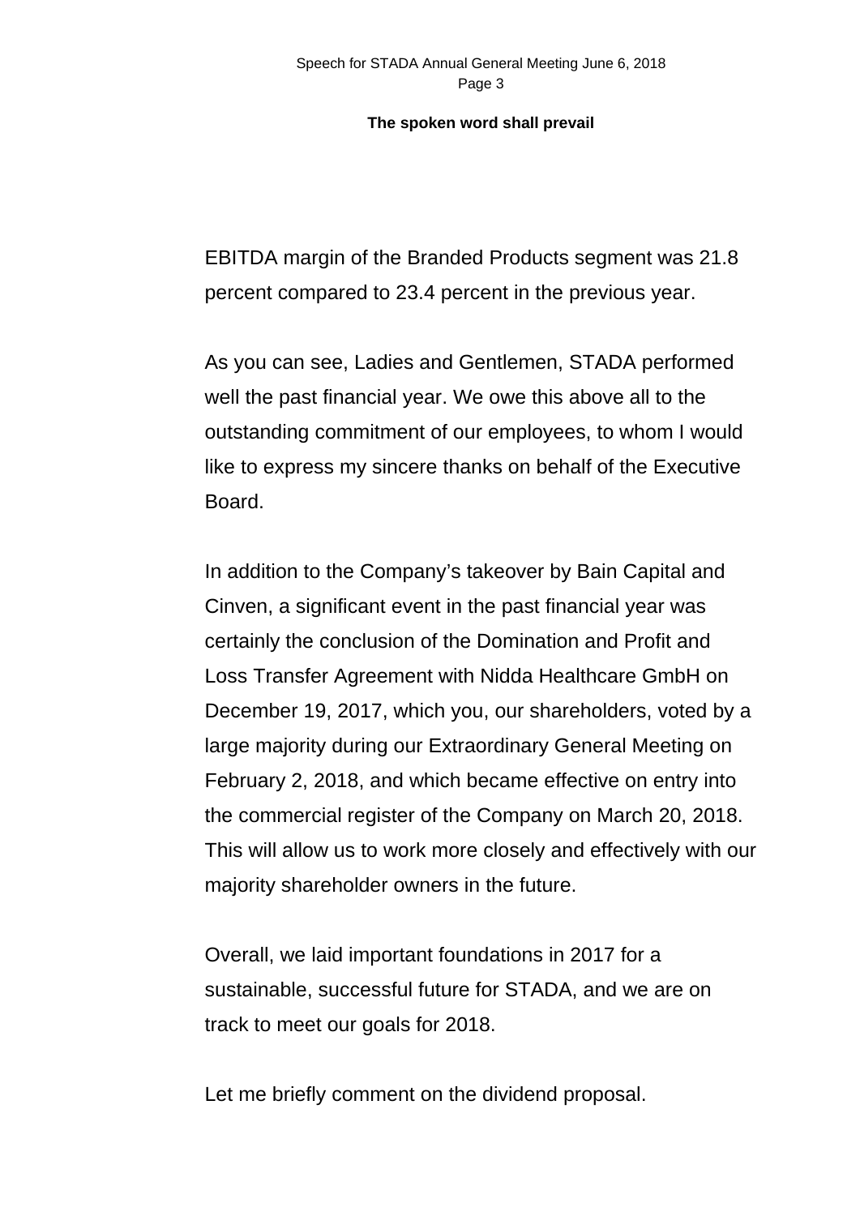EBITDA margin of the Branded Products segment was 21.8 percent compared to 23.4 percent in the previous year.

As you can see, Ladies and Gentlemen, STADA performed well the past financial year. We owe this above all to the outstanding commitment of our employees, to whom I would like to express my sincere thanks on behalf of the Executive Board.

In addition to the Company's takeover by Bain Capital and Cinven, a significant event in the past financial year was certainly the conclusion of the Domination and Profit and Loss Transfer Agreement with Nidda Healthcare GmbH on December 19, 2017, which you, our shareholders, voted by a large majority during our Extraordinary General Meeting on February 2, 2018, and which became effective on entry into the commercial register of the Company on March 20, 2018. This will allow us to work more closely and effectively with our majority shareholder owners in the future.

Overall, we laid important foundations in 2017 for a sustainable, successful future for STADA, and we are on track to meet our goals for 2018.

Let me briefly comment on the dividend proposal.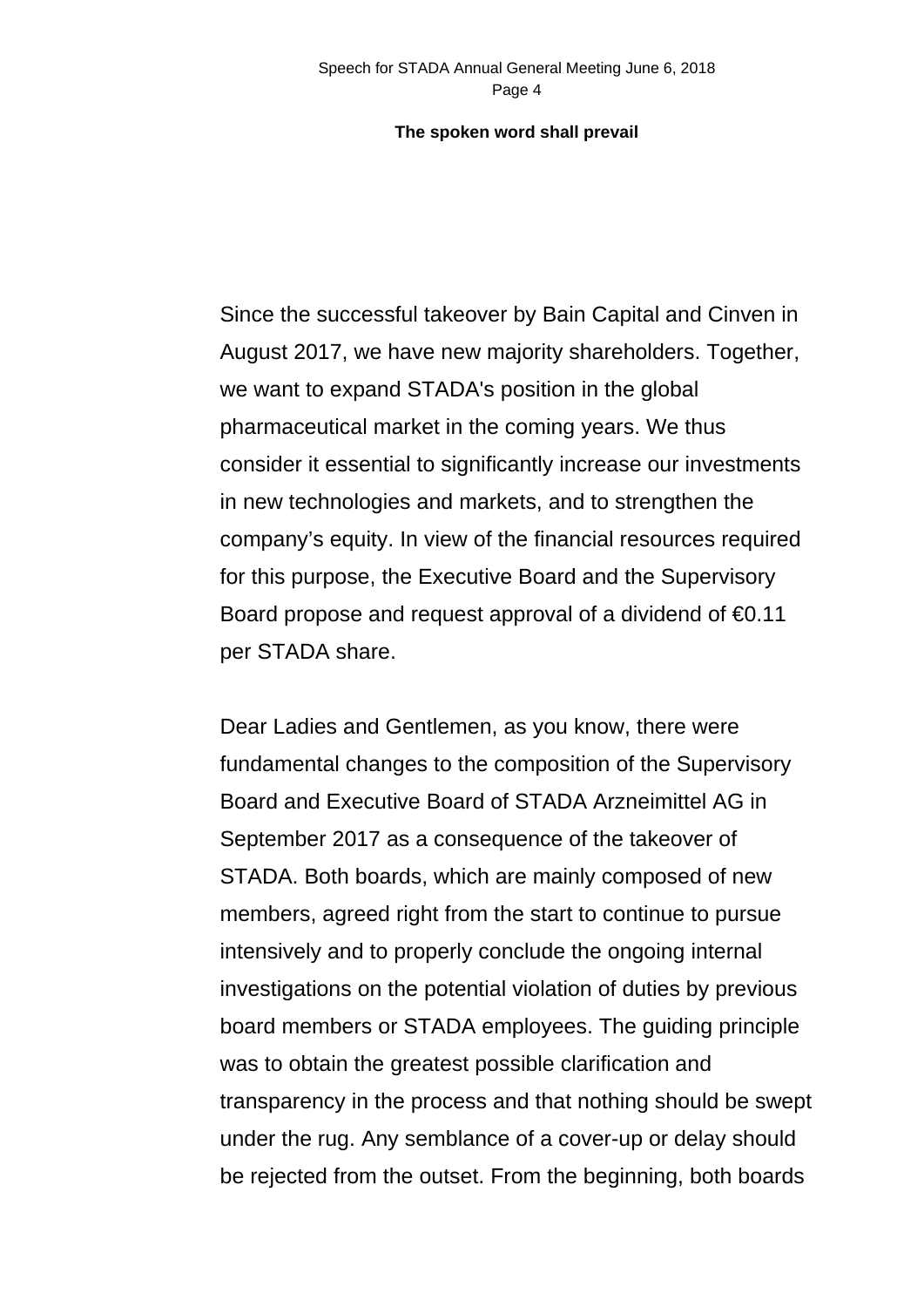Since the successful takeover by Bain Capital and Cinven in August 2017, we have new majority shareholders. Together, we want to expand STADA's position in the global pharmaceutical market in the coming years. We thus consider it essential to significantly increase our investments in new technologies and markets, and to strengthen the company's equity. In view of the financial resources required for this purpose, the Executive Board and the Supervisory Board propose and request approval of a dividend of €0.11 per STADA share.

Dear Ladies and Gentlemen, as you know, there were fundamental changes to the composition of the Supervisory Board and Executive Board of STADA Arzneimittel AG in September 2017 as a consequence of the takeover of STADA. Both boards, which are mainly composed of new members, agreed right from the start to continue to pursue intensively and to properly conclude the ongoing internal investigations on the potential violation of duties by previous board members or STADA employees. The guiding principle was to obtain the greatest possible clarification and transparency in the process and that nothing should be swept under the rug. Any semblance of a cover-up or delay should be rejected from the outset. From the beginning, both boards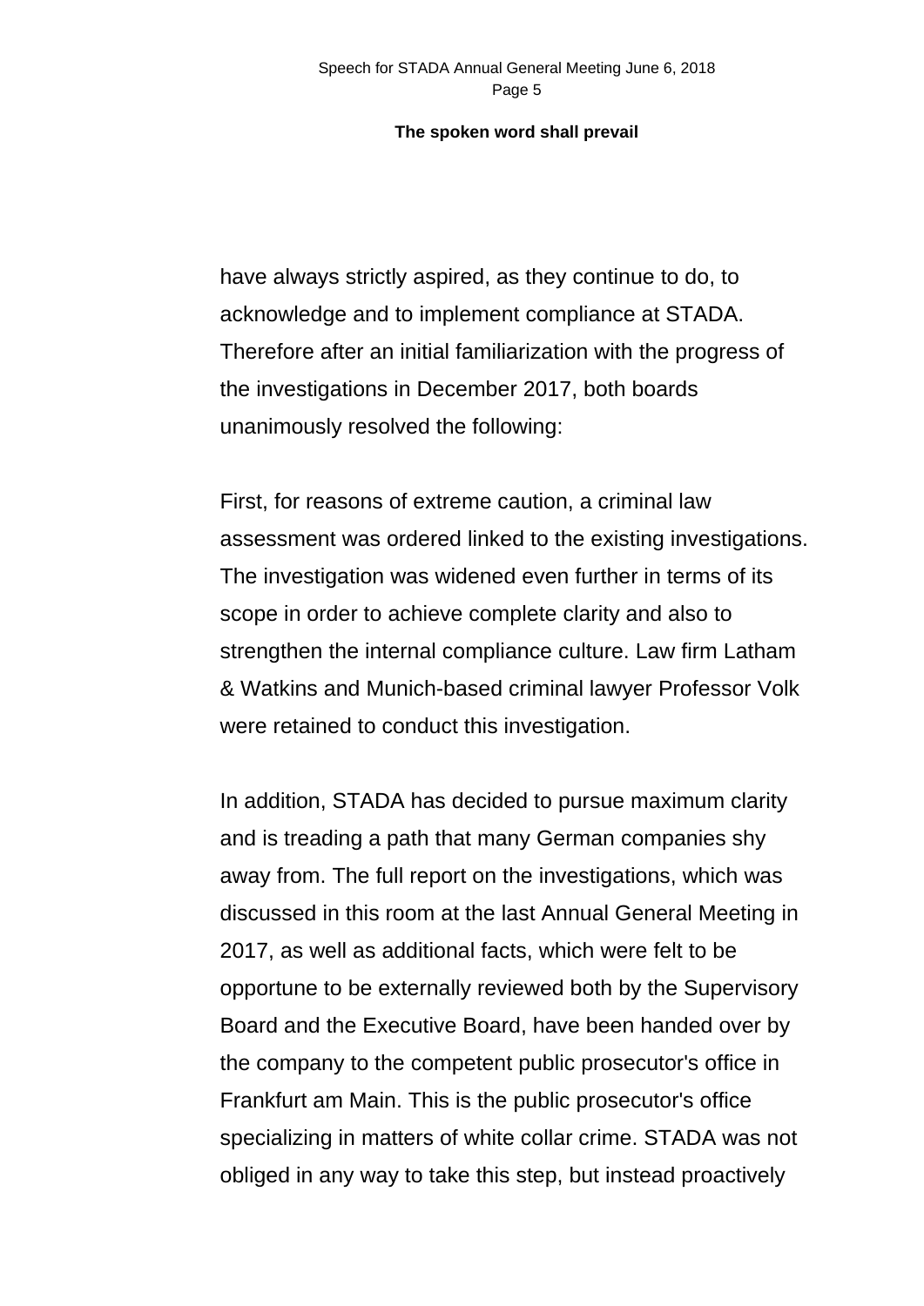have always strictly aspired, as they continue to do, to acknowledge and to implement compliance at STADA. Therefore after an initial familiarization with the progress of the investigations in December 2017, both boards unanimously resolved the following:

First, for reasons of extreme caution, a criminal law assessment was ordered linked to the existing investigations. The investigation was widened even further in terms of its scope in order to achieve complete clarity and also to strengthen the internal compliance culture. Law firm Latham & Watkins and Munich-based criminal lawyer Professor Volk were retained to conduct this investigation.

In addition, STADA has decided to pursue maximum clarity and is treading a path that many German companies shy away from. The full report on the investigations, which was discussed in this room at the last Annual General Meeting in 2017, as well as additional facts, which were felt to be opportune to be externally reviewed both by the Supervisory Board and the Executive Board, have been handed over by the company to the competent public prosecutor's office in Frankfurt am Main. This is the public prosecutor's office specializing in matters of white collar crime. STADA was not obliged in any way to take this step, but instead proactively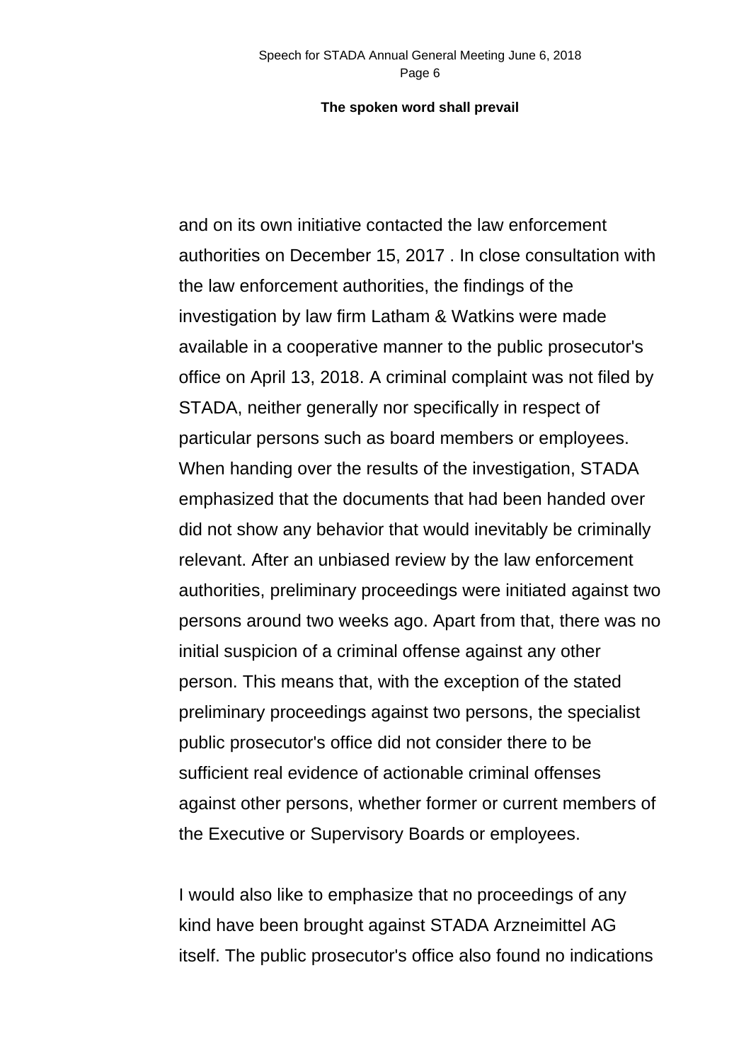and on its own initiative contacted the law enforcement authorities on December 15, 2017 . In close consultation with the law enforcement authorities, the findings of the investigation by law firm Latham & Watkins were made available in a cooperative manner to the public prosecutor's office on April 13, 2018. A criminal complaint was not filed by STADA, neither generally nor specifically in respect of particular persons such as board members or employees. When handing over the results of the investigation, STADA emphasized that the documents that had been handed over did not show any behavior that would inevitably be criminally relevant. After an unbiased review by the law enforcement authorities, preliminary proceedings were initiated against two persons around two weeks ago. Apart from that, there was no initial suspicion of a criminal offense against any other person. This means that, with the exception of the stated preliminary proceedings against two persons, the specialist public prosecutor's office did not consider there to be sufficient real evidence of actionable criminal offenses against other persons, whether former or current members of the Executive or Supervisory Boards or employees.

I would also like to emphasize that no proceedings of any kind have been brought against STADA Arzneimittel AG itself. The public prosecutor's office also found no indications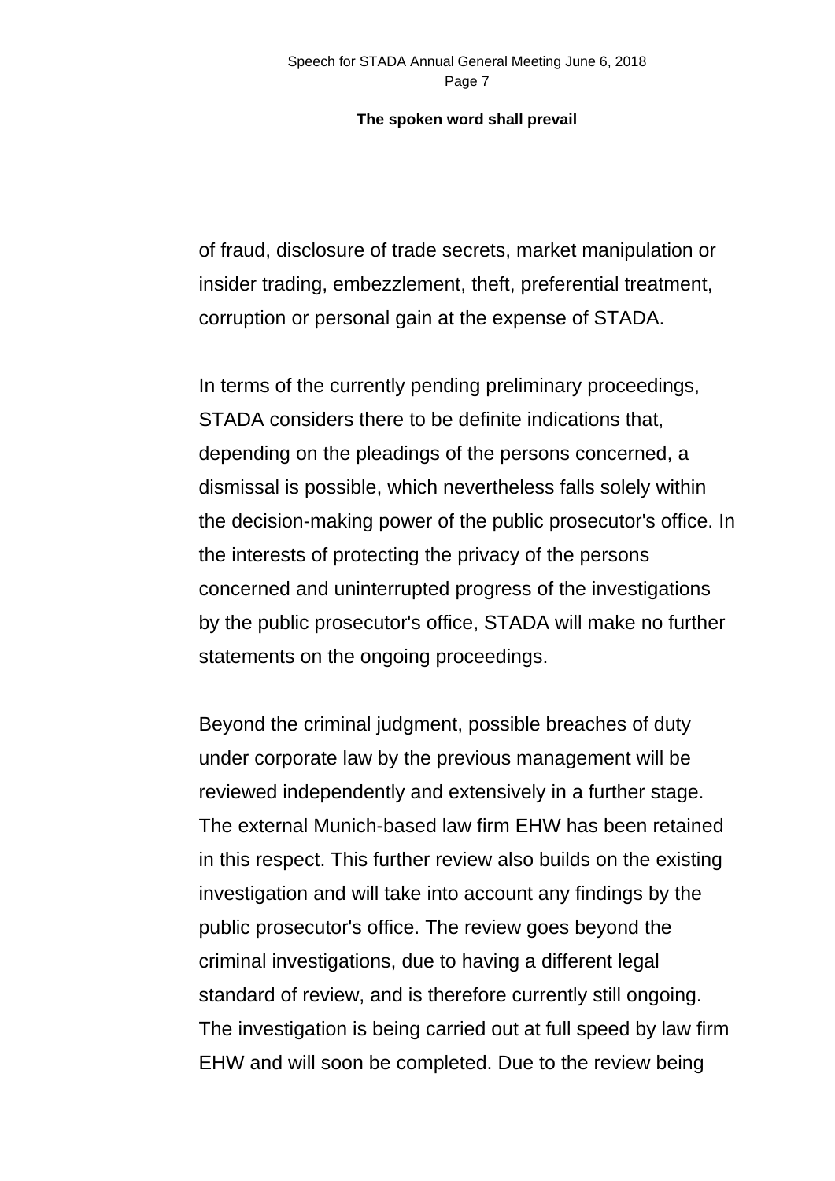of fraud, disclosure of trade secrets, market manipulation or insider trading, embezzlement, theft, preferential treatment, corruption or personal gain at the expense of STADA.

In terms of the currently pending preliminary proceedings, STADA considers there to be definite indications that, depending on the pleadings of the persons concerned, a dismissal is possible, which nevertheless falls solely within the decision-making power of the public prosecutor's office. In the interests of protecting the privacy of the persons concerned and uninterrupted progress of the investigations by the public prosecutor's office, STADA will make no further statements on the ongoing proceedings.

Beyond the criminal judgment, possible breaches of duty under corporate law by the previous management will be reviewed independently and extensively in a further stage. The external Munich-based law firm EHW has been retained in this respect. This further review also builds on the existing investigation and will take into account any findings by the public prosecutor's office. The review goes beyond the criminal investigations, due to having a different legal standard of review, and is therefore currently still ongoing. The investigation is being carried out at full speed by law firm EHW and will soon be completed. Due to the review being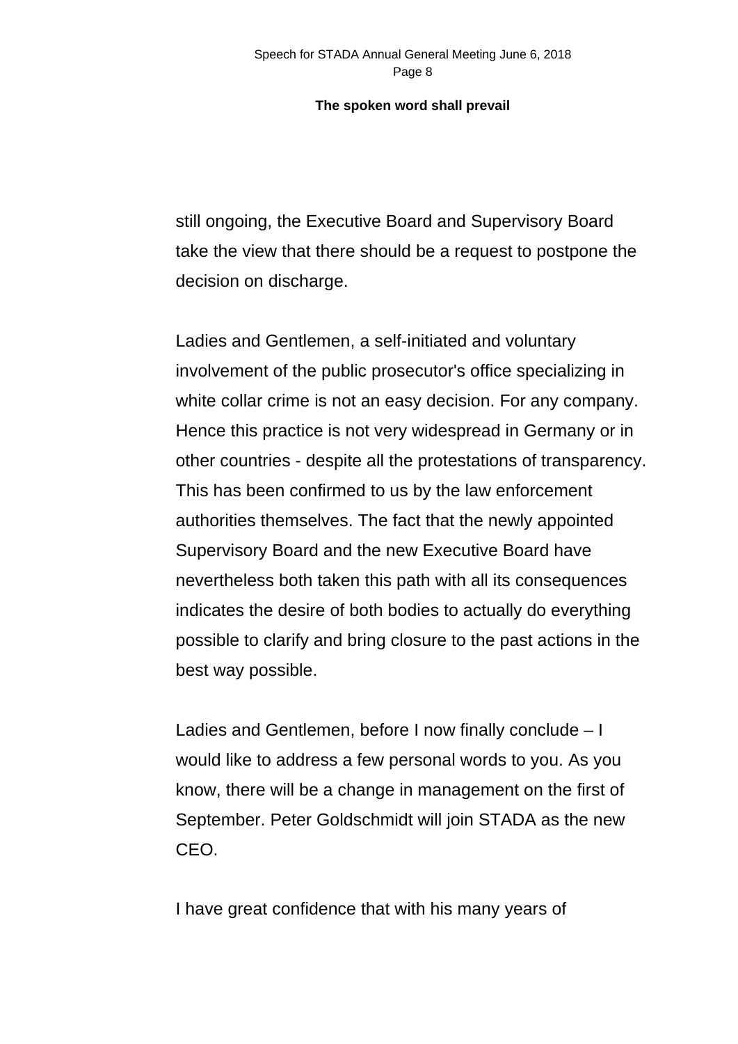still ongoing, the Executive Board and Supervisory Board take the view that there should be a request to postpone the decision on discharge.

Ladies and Gentlemen, a self-initiated and voluntary involvement of the public prosecutor's office specializing in white collar crime is not an easy decision. For any company. Hence this practice is not very widespread in Germany or in other countries - despite all the protestations of transparency. This has been confirmed to us by the law enforcement authorities themselves. The fact that the newly appointed Supervisory Board and the new Executive Board have nevertheless both taken this path with all its consequences indicates the desire of both bodies to actually do everything possible to clarify and bring closure to the past actions in the best way possible.

Ladies and Gentlemen, before I now finally conclude – I would like to address a few personal words to you. As you know, there will be a change in management on the first of September. Peter Goldschmidt will join STADA as the new CEO.

I have great confidence that with his many years of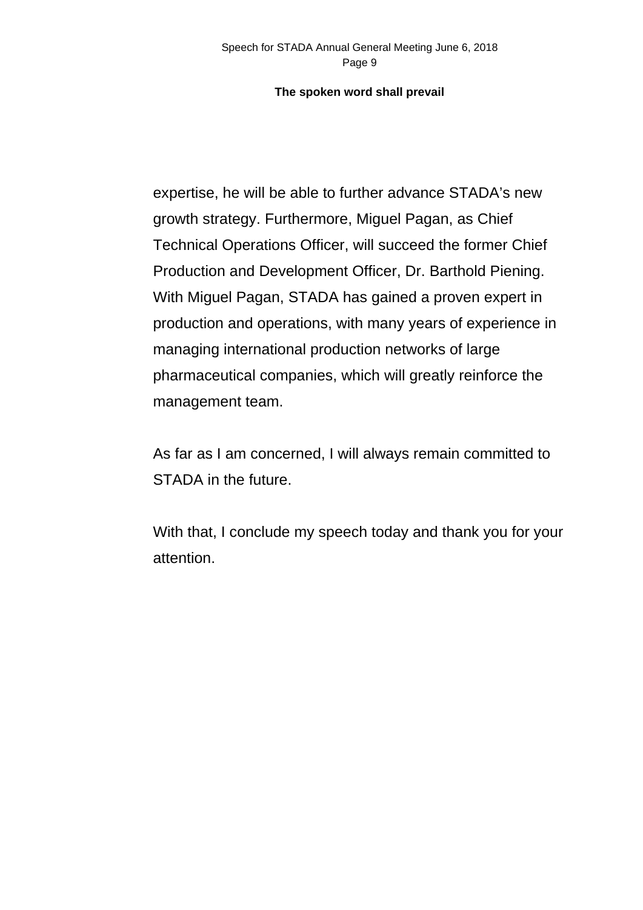expertise, he will be able to further advance STADA's new growth strategy. Furthermore, Miguel Pagan, as Chief Technical Operations Officer, will succeed the former Chief Production and Development Officer, Dr. Barthold Piening. With Miguel Pagan, STADA has gained a proven expert in production and operations, with many years of experience in managing international production networks of large pharmaceutical companies, which will greatly reinforce the management team.

As far as I am concerned, I will always remain committed to STADA in the future.

With that, I conclude my speech today and thank you for your attention.